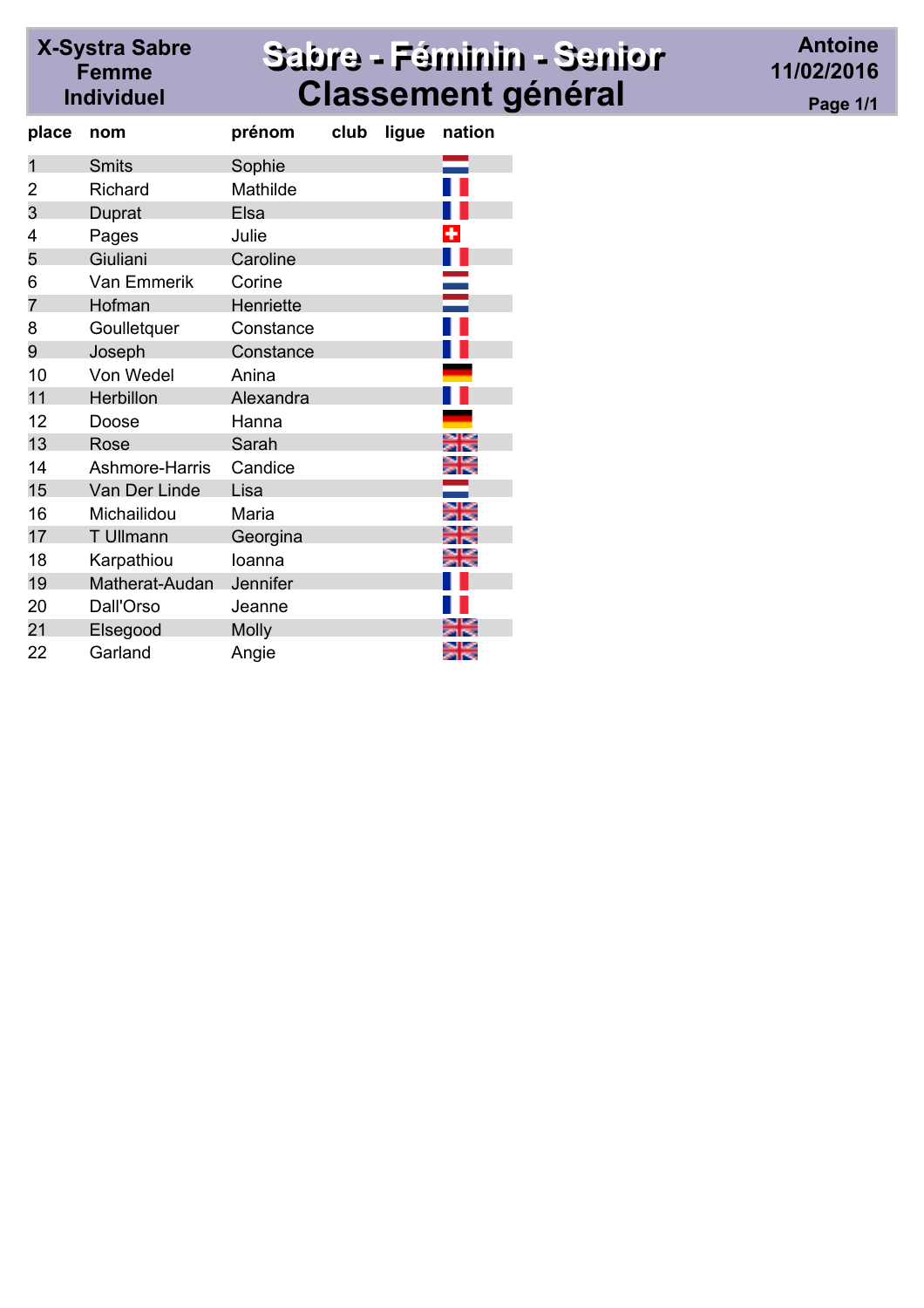**X-Systra Sabre Femme Individuel**

# Sabre - Féminin - Senior
## Classement général

**Antoine**
**11/02/2016**

| place | nom | prénom | club | ligue | nation |
|---|---|---|---|---|---|
| 1 | Smits | Sophie | | | |
| 2 | Richard | Mathilde | | | |
| 3 | Duprat | Elsa | | | |
| 4 | Pages | Julie | | | |
| 5 | Giuliani | Caroline | | | |
| 6 | Van Emmerik | Corine | | | |
| 7 | Hofman | Henriette | | | |
| 8 | Goulletquer | Constance | | | |
| 9 | Joseph | Constance | | | |
| 10 | Von Wedel | Anina | | | |
| 11 | Herbillon | Alexandra | | | |
| 12 | Doose | Hanna | | | |
| 13 | Rose | Sarah | | | |
| 14 | Ashmore-Harris | Candice | | | |
| 15 | Van Der Linde | Lisa | | | |
| 16 | Michailidou | Maria | | | |
| 17 | T Ullmann | Georgina | | | |
| 18 | Karpathiou | Ioanna | | | |
| 19 | Matherat-Audan | Jennifer | | | |
| 20 | Dall'Orso | Jeanne | | | |
| 21 | Elsegood | Molly | | | |
| 22 | Garland | Angie | | | |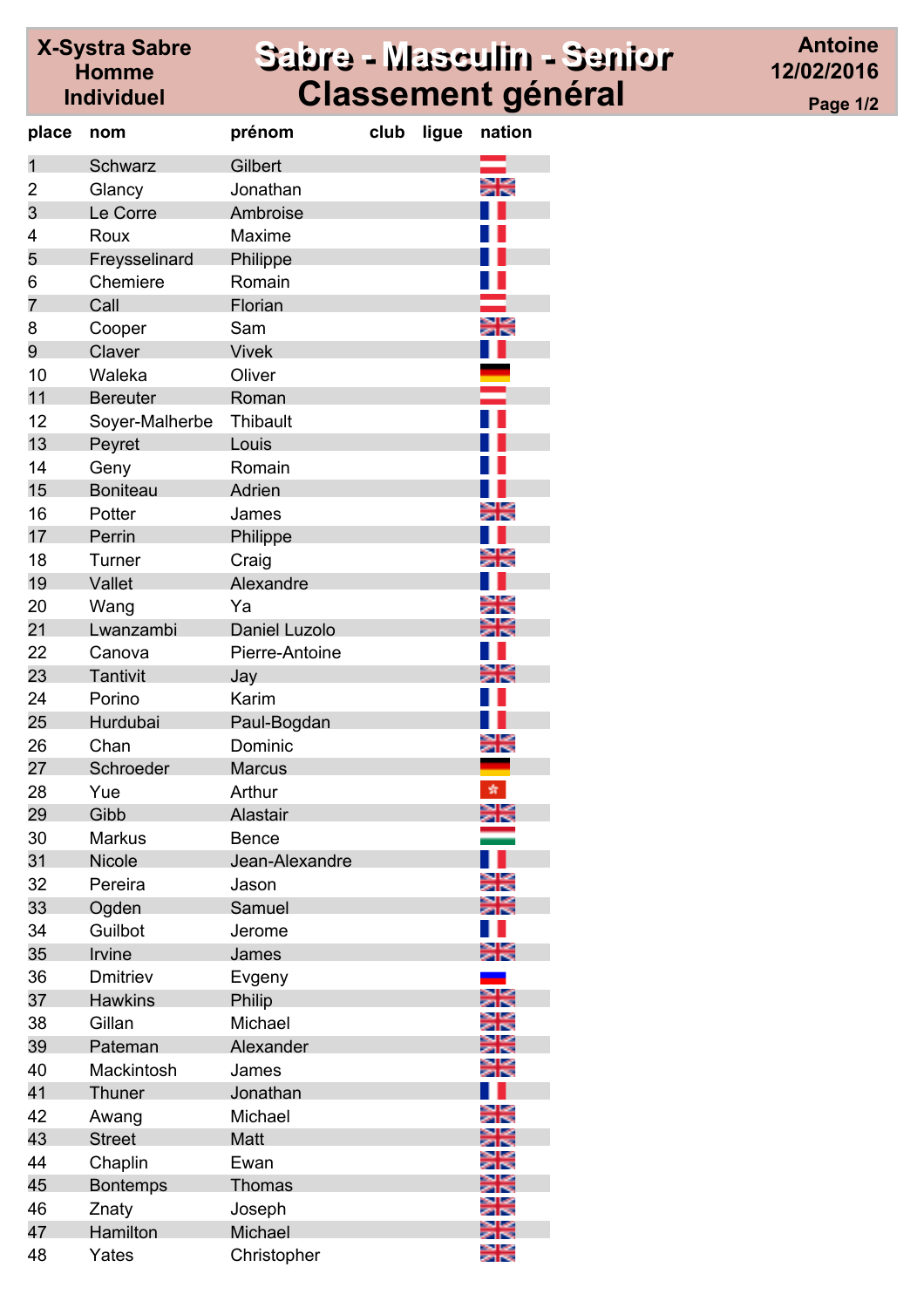**X-Systra Sabre Homme Individuel**

# Sabre - Masculin - Senior
# Classement général

**Antoine**
**12/02/2016**

| place | nom | prénom | club | ligue | nation |
|---|---|---|---|---|---|
| 1 | Schwarz | Gilbert | | | AUT |
| 2 | Glancy | Jonathan | | | GBR |
| 3 | Le Corre | Ambroise | | | FRA |
| 4 | Roux | Maxime | | | FRA |
| 5 | Freysselinard | Philippe | | | FRA |
| 6 | Chemiere | Romain | | | FRA |
| 7 | Call | Florian | | | AUT |
| 8 | Cooper | Sam | | | GBR |
| 9 | Claver | Vivek | | | FRA |
| 10 | Waleka | Oliver | | | GER |
| 11 | Bereuter | Roman | | | AUT |
| 12 | Soyer-Malherbe | Thibault | | | FRA |
| 13 | Peyret | Louis | | | FRA |
| 14 | Geny | Romain | | | FRA |
| 15 | Boniteau | Adrien | | | FRA |
| 16 | Potter | James | | | GBR |
| 17 | Perrin | Philippe | | | FRA |
| 18 | Turner | Craig | | | GBR |
| 19 | Vallet | Alexandre | | | FRA |
| 20 | Wang | Ya | | | GBR |
| 21 | Lwanzambi | Daniel Luzolo | | | GBR |
| 22 | Canova | Pierre-Antoine | | | FRA |
| 23 | Tantivit | Jay | | | GBR |
| 24 | Porino | Karim | | | FRA |
| 25 | Hurdubai | Paul-Bogdan | | | FRA |
| 26 | Chan | Dominic | | | GBR |
| 27 | Schroeder | Marcus | | | GER |
| 28 | Yue | Arthur | | | HKG |
| 29 | Gibb | Alastair | | | GBR |
| 30 | Markus | Bence | | | HUN |
| 31 | Nicole | Jean-Alexandre | | | FRA |
| 32 | Pereira | Jason | | | GBR |
| 33 | Ogden | Samuel | | | GBR |
| 34 | Guilbot | Jerome | | | FRA |
| 35 | Irvine | James | | | GBR |
| 36 | Dmitriev | Evgeny | | | RUS |
| 37 | Hawkins | Philip | | | GBR |
| 38 | Gillan | Michael | | | GBR |
| 39 | Pateman | Alexander | | | GBR |
| 40 | Mackintosh | James | | | GBR |
| 41 | Thuner | Jonathan | | | FRA |
| 42 | Awang | Michael | | | GBR |
| 43 | Street | Matt | | | GBR |
| 44 | Chaplin | Ewan | | | GBR |
| 45 | Bontemps | Thomas | | | GBR |
| 46 | Znaty | Joseph | | | GBR |
| 47 | Hamilton | Michael | | | GBR |
| 48 | Yates | Christopher | | | GBR |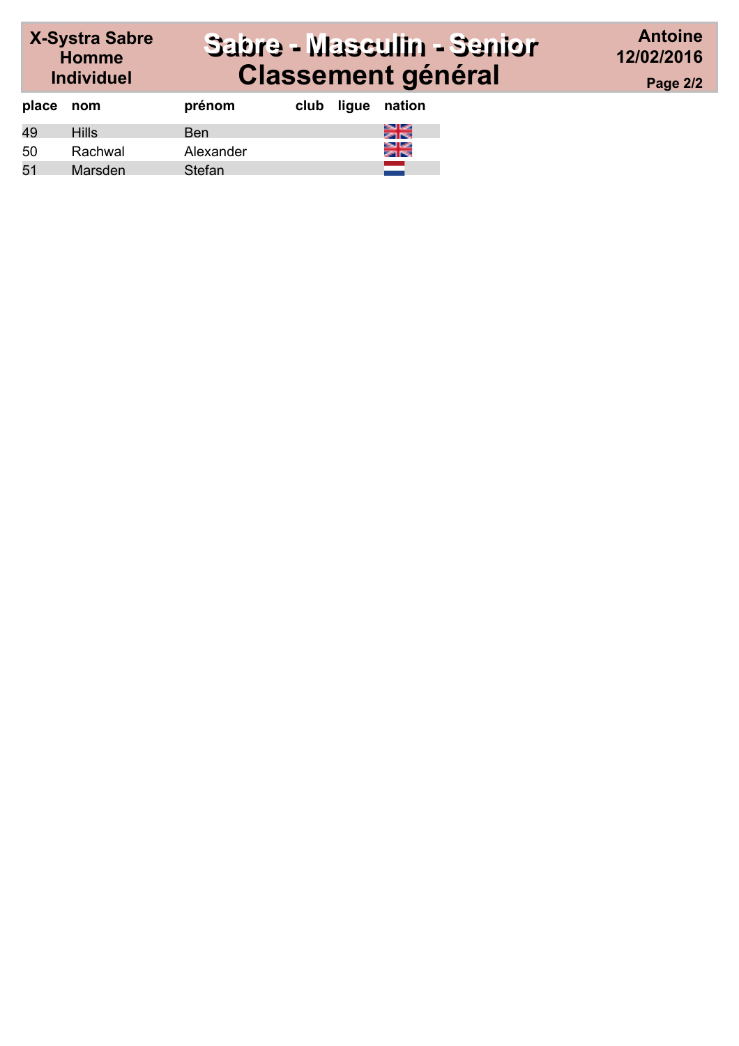X-Systra Sabre Homme Individuel

# Sabre - Masculin - Senior
# Classement général

Antoine
12/02/2016

| place | nom | prénom | club | ligue | nation |
|---|---|---|---|---|---|
| 49 | Hills | Ben | | | |
| 50 | Rachwal | Alexander | | | |
| 51 | Marsden | Stefan | | | |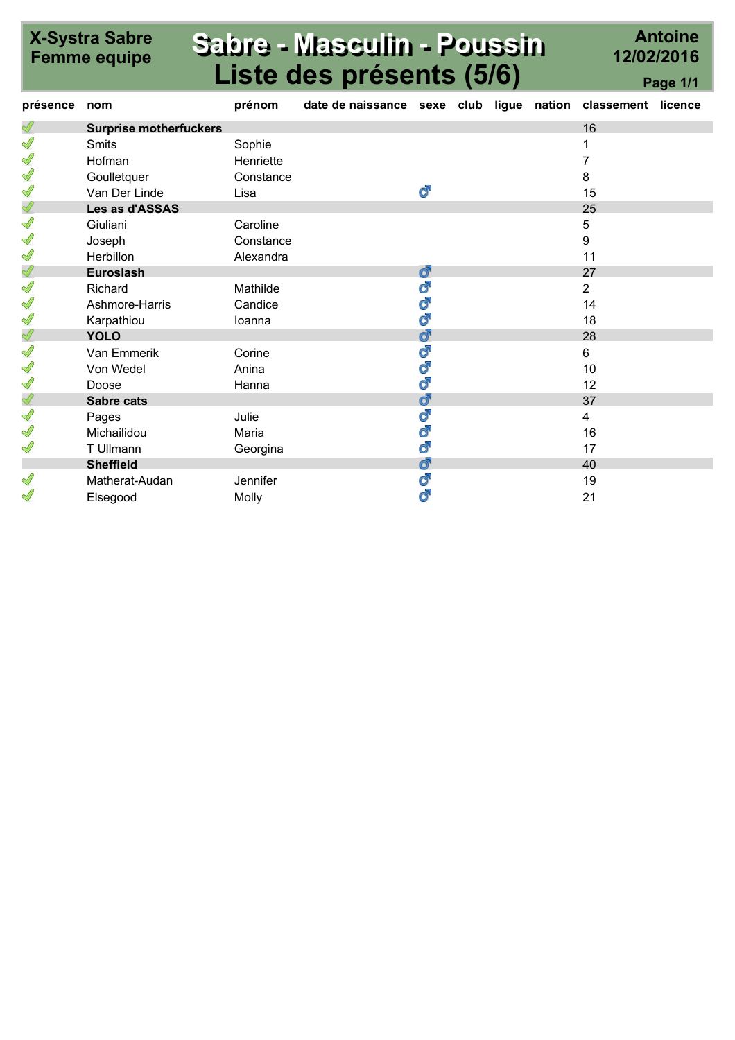X-Systra Sabre
Femme equipe

# Sabre - Masculin - Poussin
## Liste des présents (5/6)

Antoine
12/02/2016

| présence | nom | prénom | date de naissance | sexe | club | ligue | nation | classement | licence |
|---|---|---|---|---|---|---|---|---|---|
| ✓ | **Surprise motherfuckers** | | | | | | | 16 | |
| ✓ | Smits | Sophie | | | | | | 1 | |
| ✓ | Hofman | Henriette | | | | | | 7 | |
| ✓ | Goulletquer | Constance | | | | | | 8 | |
| ✓ | Van Der Linde | Lisa | | ♂ | | | | 15 | |
| ✓ | **Les as d'ASSAS** | | | | | | | 25 | |
| ✓ | Giuliani | Caroline | | | | | | 5 | |
| ✓ | Joseph | Constance | | | | | | 9 | |
| ✓ | Herbillon | Alexandra | | | | | | 11 | |
| ✓ | **Euroslash** | | | ♂ | | | | 27 | |
| ✓ | Richard | Mathilde | | ♂ | | | | 2 | |
| ✓ | Ashmore-Harris | Candice | | ♂ | | | | 14 | |
| ✓ | Karpathiou | Ioanna | | ♂ | | | | 18 | |
| ✓ | **YOLO** | | | ♂ | | | | 28 | |
| ✓ | Van Emmerik | Corine | | ♂ | | | | 6 | |
| ✓ | Von Wedel | Anina | | ♂ | | | | 10 | |
| ✓ | Doose | Hanna | | ♂ | | | | 12 | |
| ✓ | **Sabre cats** | | | ♂ | | | | 37 | |
| ✓ | Pages | Julie | | ♂ | | | | 4 | |
| ✓ | Michailidou | Maria | | ♂ | | | | 16 | |
| ✓ | T Ullmann | Georgina | | ♂ | | | | 17 | |
| | **Sheffield** | | | ♂ | | | | 40 | |
| ✓ | Matherat-Audan | Jennifer | | ♂ | | | | 19 | |
| ✓ | Elsegood | Molly | | ♂ | | | | 21 | |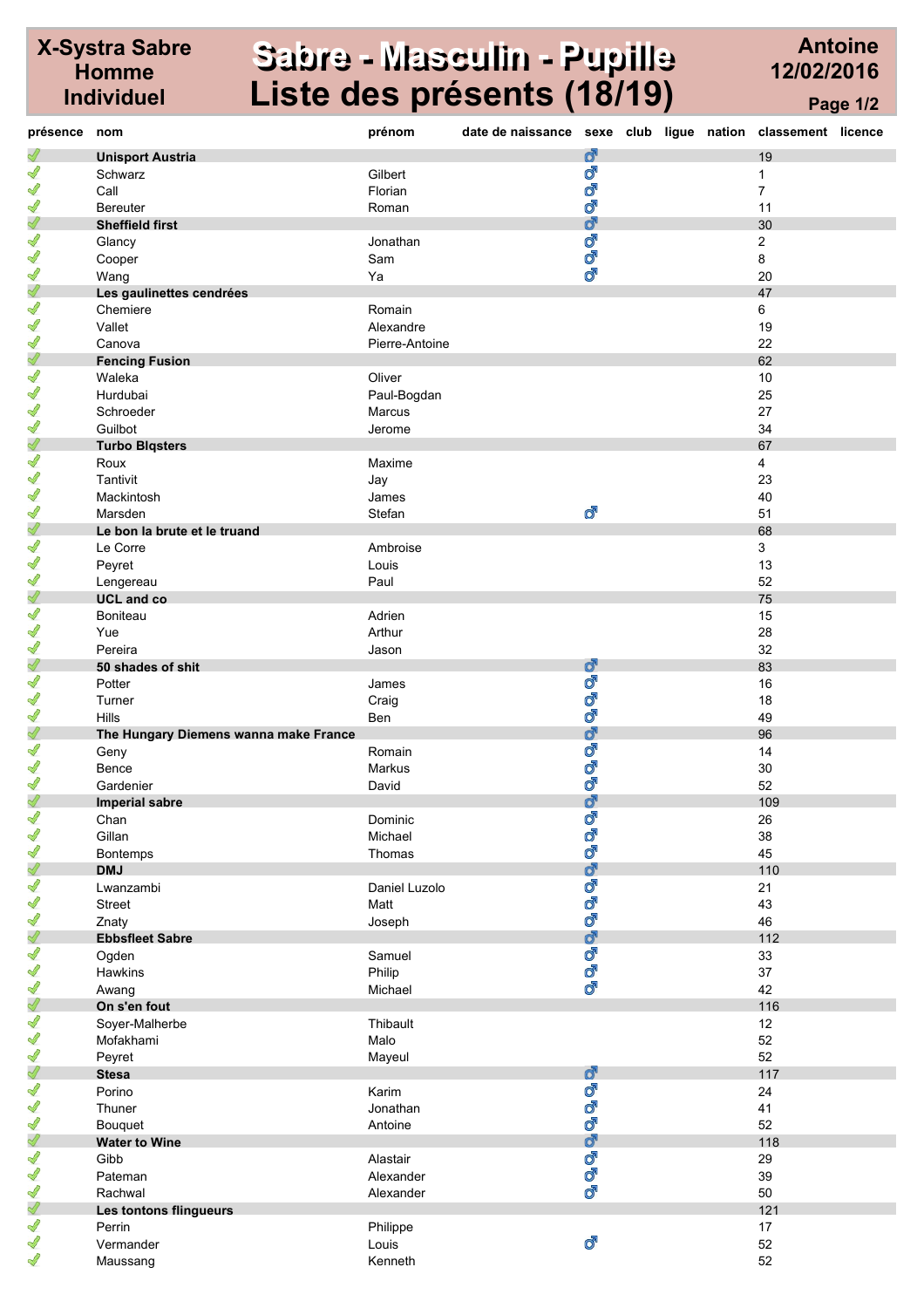**X-Systra Sabre Homme Individuel**

# Sabre - Masculin - Pupille
# Liste des présents (18/19)

**Antoine**
**12/02/2016**

| présence | nom | prénom | date de naissance | sexe | club | ligue | nation | classement | licence |
|---|---|---|---|---|---|---|---|---|---|
| ✓ | **Unisport Austria** | | | ♂ | | | | 19 | |
| ✓ | Schwarz | Gilbert | | ♂ | | | | 1 | |
| ✓ | Call | Florian | | ♂ | | | | 7 | |
| ✓ | Bereuter | Roman | | ♂ | | | | 11 | |
| ✓ | **Sheffield first** | | | ♂ | | | | 30 | |
| ✓ | Glancy | Jonathan | | ♂ | | | | 2 | |
| ✓ | Cooper | Sam | | ♂ | | | | 8 | |
| ✓ | Wang | Ya | | ♂ | | | | 20 | |
| ✓ | **Les gaulinettes cendrées** | | | | | | | 47 | |
| ✓ | Chemiere | Romain | | | | | | 6 | |
| ✓ | Vallet | Alexandre | | | | | | 19 | |
| ✓ | Canova | Pierre-Antoine | | | | | | 22 | |
| ✓ | **Fencing Fusion** | | | | | | | 62 | |
| ✓ | Waleka | Oliver | | | | | | 10 | |
| ✓ | Hurdubai | Paul-Bogdan | | | | | | 25 | |
| ✓ | Schroeder | Marcus | | | | | | 27 | |
| ✓ | Guilbot | Jerome | | | | | | 34 | |
| ✓ | **Turbo Blqsters** | | | | | | | 67 | |
| ✓ | Roux | Maxime | | | | | | 4 | |
| ✓ | Tantivit | Jay | | | | | | 23 | |
| ✓ | Mackintosh | James | | | | | | 40 | |
| ✓ | Marsden | Stefan | | ♂ | | | | 51 | |
| ✓ | **Le bon la brute et le truand** | | | | | | | 68 | |
| ✓ | Le Corre | Ambroise | | | | | | 3 | |
| ✓ | Peyret | Louis | | | | | | 13 | |
| ✓ | Lengereau | Paul | | | | | | 52 | |
| ✓ | **UCL and co** | | | | | | | 75 | |
| ✓ | Boniteau | Adrien | | | | | | 15 | |
| ✓ | Yue | Arthur | | | | | | 28 | |
| ✓ | Pereira | Jason | | | | | | 32 | |
| ✓ | **50 shades of shit** | | | ♂ | | | | 83 | |
| ✓ | Potter | James | | ♂ | | | | 16 | |
| ✓ | Turner | Craig | | ♂ | | | | 18 | |
| ✓ | Hills | Ben | | ♂ | | | | 49 | |
| ✓ | **The Hungary Diemens wanna make France** | | | ♂ | | | | 96 | |
| ✓ | Geny | Romain | | ♂ | | | | 14 | |
| ✓ | Bence | Markus | | ♂ | | | | 30 | |
| ✓ | Gardenier | David | | ♂ | | | | 52 | |
| ✓ | **Imperial sabre** | | | ♂ | | | | 109 | |
| ✓ | Chan | Dominic | | ♂ | | | | 26 | |
| ✓ | Gillan | Michael | | ♂ | | | | 38 | |
| ✓ | Bontemps | Thomas | | ♂ | | | | 45 | |
| ✓ | **DMJ** | | | ♂ | | | | 110 | |
| ✓ | Lwanzambi | Daniel Luzolo | | ♂ | | | | 21 | |
| ✓ | Street | Matt | | ♂ | | | | 43 | |
| ✓ | Znaty | Joseph | | ♂ | | | | 46 | |
| ✓ | **Ebbsfleet Sabre** | | | ♂ | | | | 112 | |
| ✓ | Ogden | Samuel | | ♂ | | | | 33 | |
| ✓ | Hawkins | Philip | | ♂ | | | | 37 | |
| ✓ | Awang | Michael | | ♂ | | | | 42 | |
| ✓ | **On s'en fout** | | | | | | | 116 | |
| ✓ | Soyer-Malherbe | Thibault | | | | | | 12 | |
| ✓ | Mofakhami | Malo | | | | | | 52 | |
| ✓ | Peyret | Mayeul | | | | | | 52 | |
| ✓ | **Stesa** | | | ♂ | | | | 117 | |
| ✓ | Porino | Karim | | ♂ | | | | 24 | |
| ✓ | Thuner | Jonathan | | ♂ | | | | 41 | |
| ✓ | Bouquet | Antoine | | ♂ | | | | 52 | |
| ✓ | **Water to Wine** | | | ♂ | | | | 118 | |
| ✓ | Gibb | Alastair | | ♂ | | | | 29 | |
| ✓ | Pateman | Alexander | | ♂ | | | | 39 | |
| ✓ | Rachwal | Alexander | | ♂ | | | | 50 | |
| ✓ | **Les tontons flingueurs** | | | | | | | 121 | |
| ✓ | Perrin | Philippe | | | | | | 17 | |
| ✓ | Vermander | Louis | | ♂ | | | | 52 | |
| ✓ | Maussang | Kenneth | | | | | | 52 | |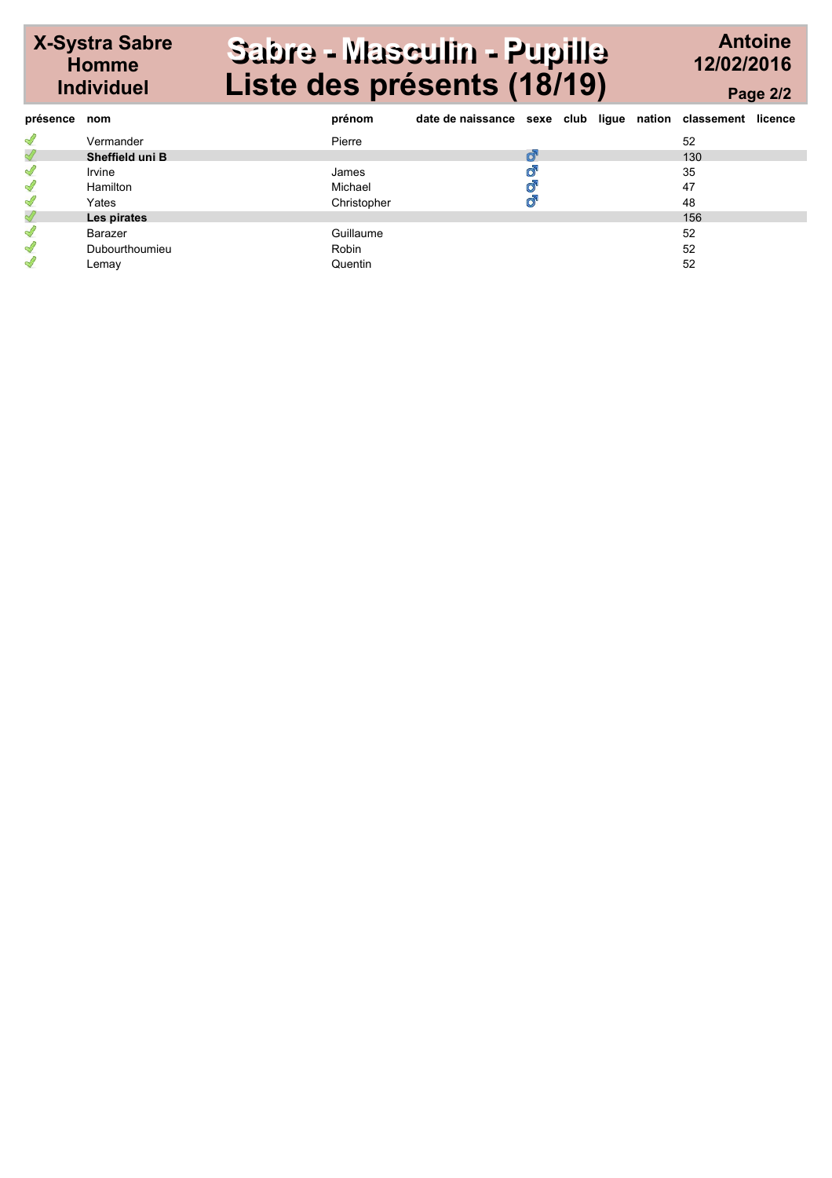# X-Systra Sabre Homme Individuel

# Sabre - Masculin - Pupille
# Liste des présents (18/19)

**Antoine**
**12/02/2016**

| présence | nom | prénom | date de naissance | sexe | club | ligue | nation | classement | licence |
|---|---|---|---|---|---|---|---|---|---|
| ✓ | Vermander | Pierre | | | | | | 52 | |
| ✓ | **Sheffield uni B** | | | ♂ | | | | 130 | |
| ✓ | Irvine | James | | ♂ | | | | 35 | |
| ✓ | Hamilton | Michael | | ♂ | | | | 47 | |
| ✓ | Yates | Christopher | | ♂ | | | | 48 | |
| ✓ | **Les pirates** | | | | | | | 156 | |
| ✓ | Barazer | Guillaume | | | | | | 52 | |
| ✓ | Dubourthoumieu | Robin | | | | | | 52 | |
| ✓ | Lemay | Quentin | | | | | | 52 | |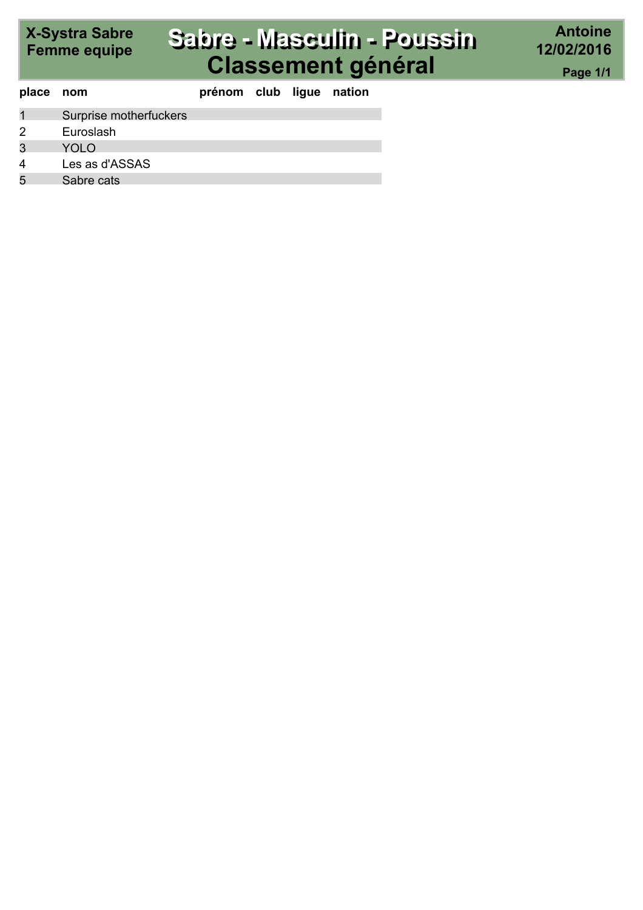X-Systra Sabre Femme equipe

# Sabre - Masculin - Poussin
## Classement général

Antoine
12/02/2016

| place | nom | prénom | club | ligue | nation |
|---|---|---|---|---|---|
| 1 | Surprise motherfuckers | | | | |
| 2 | Euroslash | | | | |
| 3 | YOLO | | | | |
| 4 | Les as d'ASSAS | | | | |
| 5 | Sabre cats | | | | |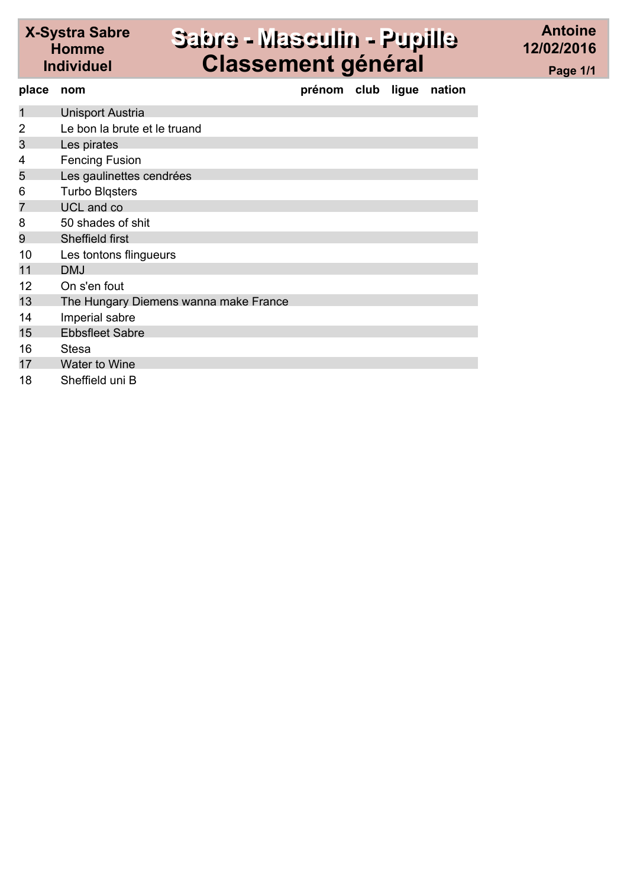X-Systra Sabre Homme Individuel

# Sabre - Masculin - Pupille
# Classement général

**Antoine**
**12/02/2016**

| place | nom | prénom | club | ligue | nation |
|---|---|---|---|---|---|
| 1 | Unisport Austria | | | | |
| 2 | Le bon la brute et le truand | | | | |
| 3 | Les pirates | | | | |
| 4 | Fencing Fusion | | | | |
| 5 | Les gaulinettes cendrées | | | | |
| 6 | Turbo Blqsters | | | | |
| 7 | UCL and co | | | | |
| 8 | 50 shades of shit | | | | |
| 9 | Sheffield first | | | | |
| 10 | Les tontons flingueurs | | | | |
| 11 | DMJ | | | | |
| 12 | On s'en fout | | | | |
| 13 | The Hungary Diemens wanna make France | | | | |
| 14 | Imperial sabre | | | | |
| 15 | Ebbsfleet Sabre | | | | |
| 16 | Stesa | | | | |
| 17 | Water to Wine | | | | |
| 18 | Sheffield uni B | | | | |